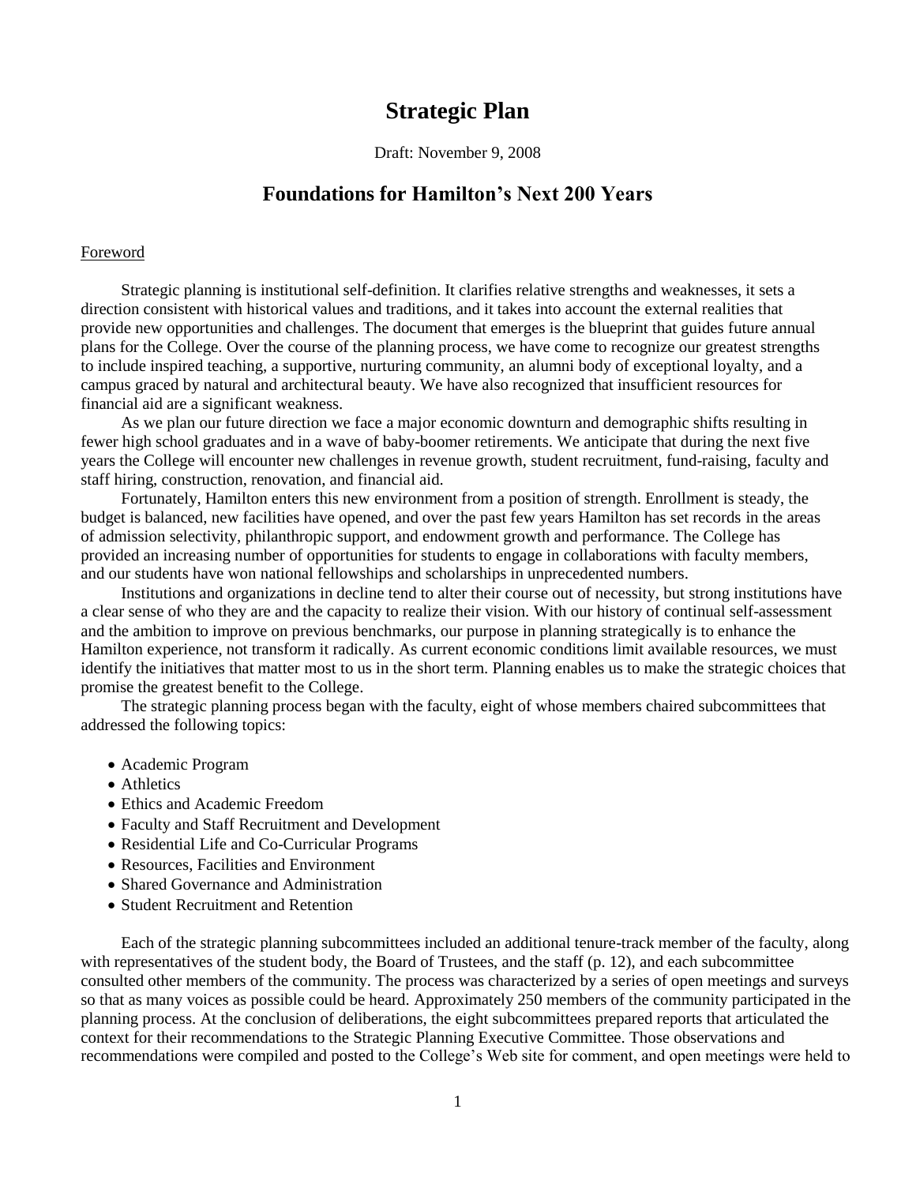# Strategic Plan

Draft: November 9, 2008

## Foundations for Hamilton's Next 200 Years

### Foreword

Strategic planning is institutional self-definition. It clarifies relative strengths and weaknesses, it sets a direction consistent with historical values and traditions, and it takes into account the external realities that provide new opportunities and challenges. The document that emerges is the blueprint that guides future annual plans for the College. Over the course of the planning process, we have come to recognize our greatest strengths to include inspired teaching, a supportive, nurturing community, an alumni body of exceptional loyalty, and a campus graced by natural and architectural beauty. We have also recognized that insufficient resources for financial aid are a significant weakness.

As we plan our future direction we face a major economic downturn and demographic shifts resulting in fewer high school graduates and in a wave of baby-boomer retirements. We anticipate that during the next five years the College will encounter new challenges in revenue growth, student recruitment, fund-raising, faculty and staff hiring, construction, renovation, and financial aid.

Fortunately, Hamilton enters this new environment from a position of strength. Enrollment is steady, the budget is balanced, new facilities have opened, and over the past few years Hamilton has set records in the areas of admission selectivity, philanthropic support, and endowment growth and performance. The College has provided an increasing number of opportunities for students to engage in collaborations with faculty members, and our students have won national fellowships and scholarships in unprecedented numbers.

Institutions and organizations in decline tend to alter their course out of necessity, but strong institutions have a clear sense of who they are and the capacity to realize their vision. With our history of continual self-assessment and the ambition to improve on previous benchmarks, our purpose in planning strategically is to enhance the Hamilton experience, not transform it radically. As current economic conditions limit available resources, we must identify the initiatives that matter most to us in the short term. Planning enables us to make the strategic choices that promise the greatest benefit to the College.

The strategic planning process began with the faculty, eight of whose members chaired subcommittees that addressed the following topics:

- Academic Program
- Athletics
- Ethics and Academic Freedom
- Faculty and Staff Recruitment and Development
- Residential Life and Co-Curricular Programs
- Resources, Facilities and Environment
- Shared Governance and Administration
- Student Recruitment and Retention

Each of the strategic planning subcommittees included an additional tenure-track member of the faculty, along with representatives of the student body, the Board of Trustees, and the staff (p. 12), and each subcommittee consulted other members of the community. The process was characterized by a series of open meetings and surveys so that as many voices as possible could be heard. Approximately 250 members of the community participated in the planning process. At the conclusion of deliberations, the eight subcommittees prepared reports that articulated the context for their recommendations to the Strategic Planning Executive Committee. Those observations and recommendations were compiled and posted to the College's Web site for comment, and open meetings were held to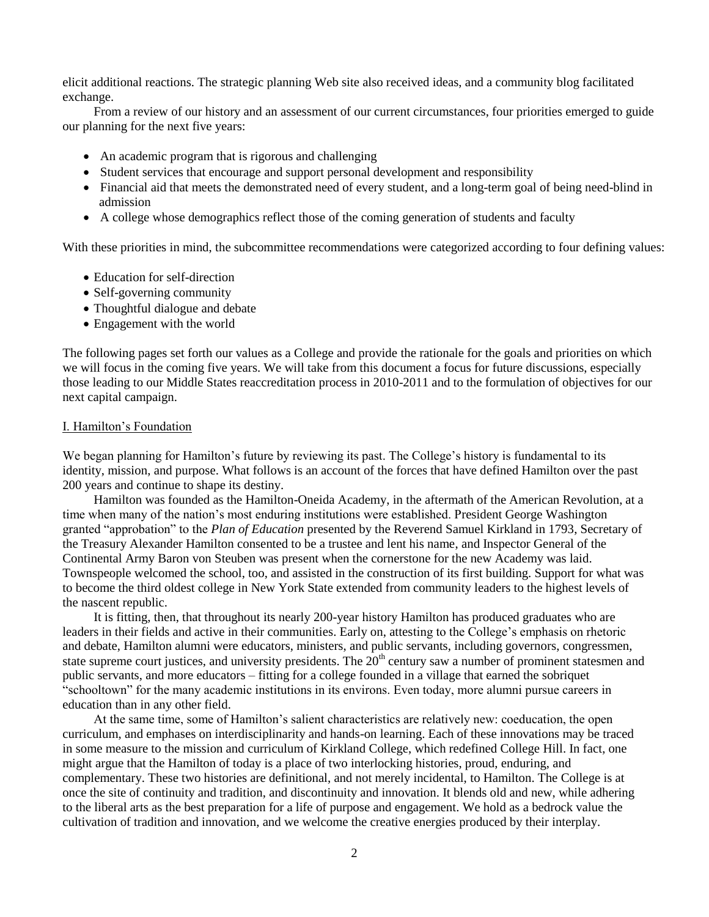elicit additional reactions. The strategic planning Web site also received ideas, and a community blog facilitated exchange.

From a review of our history and an assessment of our current circumstances, four priorities emerged to guide our planning for the next five years:

- An academic program that is rigorous and challenging
- Student services that encourage and support personal development and responsibility
- Financial aid that meets the demonstrated need of every student, and a long-term goal of being need-blind in admission
- A college whose demographics reflect those of the coming generation of students and faculty

With these priorities in mind, the subcommittee recommendations were categorized according to four defining values:

- Education for self-direction
- Self-governing community
- Thoughtful dialogue and debate
- Engagement with the world

The following pages set forth our values as a College and provide the rationale for the goals and priorities on which we will focus in the coming five years. We will take from this document a focus for future discussions, especially those leading to our Middle States reaccreditation process in 2010-2011 and to the formulation of objectives for our next capital campaign.

## I. Hamilton's Foundation

We began planning for Hamilton's future by reviewing its past. The College's history is fundamental to its identity, mission, and purpose. What follows is an account of the forces that have defined Hamilton over the past 200 years and continue to shape its destiny.

Hamilton was founded as the Hamilton-Oneida Academy, in the aftermath of the American Revolution, at a time when many of the nation's most enduring institutions were established. President George Washington granted "approbation" to the *Plan of Education* presented by the Reverend Samuel Kirkland in 1793, Secretary of the Treasury Alexander Hamilton consented to be a trustee and lent his name, and Inspector General of the Continental Army Baron von Steuben was present when the cornerstone for the new Academy was laid. Townspeople welcomed the school, too, and assisted in the construction of its first building. Support for what was to become the third oldest college in New York State extended from community leaders to the highest levels of the nascent republic.

It is fitting, then, that throughout its nearly 200-year history Hamilton has produced graduates who are leaders in their fields and active in their communities. Early on, attesting to the College's emphasis on rhetoric and debate, Hamilton alumni were educators, ministers, and public servants, including governors, congressmen, state supreme court justices, and university presidents. The 20th century saw a number of prominent statesmen and public servants, and more educators – fitting for a college founded in a village that earned the sobriquet "schooltown" for the many academic institutions in its environs. Even today, more alumni pursue careers in education than in any other field.

At the same time, some of Hamilton's salient characteristics are relatively new: coeducation, the open curriculum, and emphases on interdisciplinarity and hands-on learning. Each of these innovations may be traced in some measure to the mission and curriculum of Kirkland College, which redefined College Hill. In fact, one might argue that the Hamilton of today is a place of two interlocking histories, proud, enduring, and complementary. These two histories are definitional, and not merely incidental, to Hamilton. The College is at once the site of continuity and tradition, and discontinuity and innovation. It blends old and new, while adhering to the liberal arts as the best preparation for a life of purpose and engagement. We hold as a bedrock value the cultivation of tradition and innovation, and we welcome the creative energies produced by their interplay.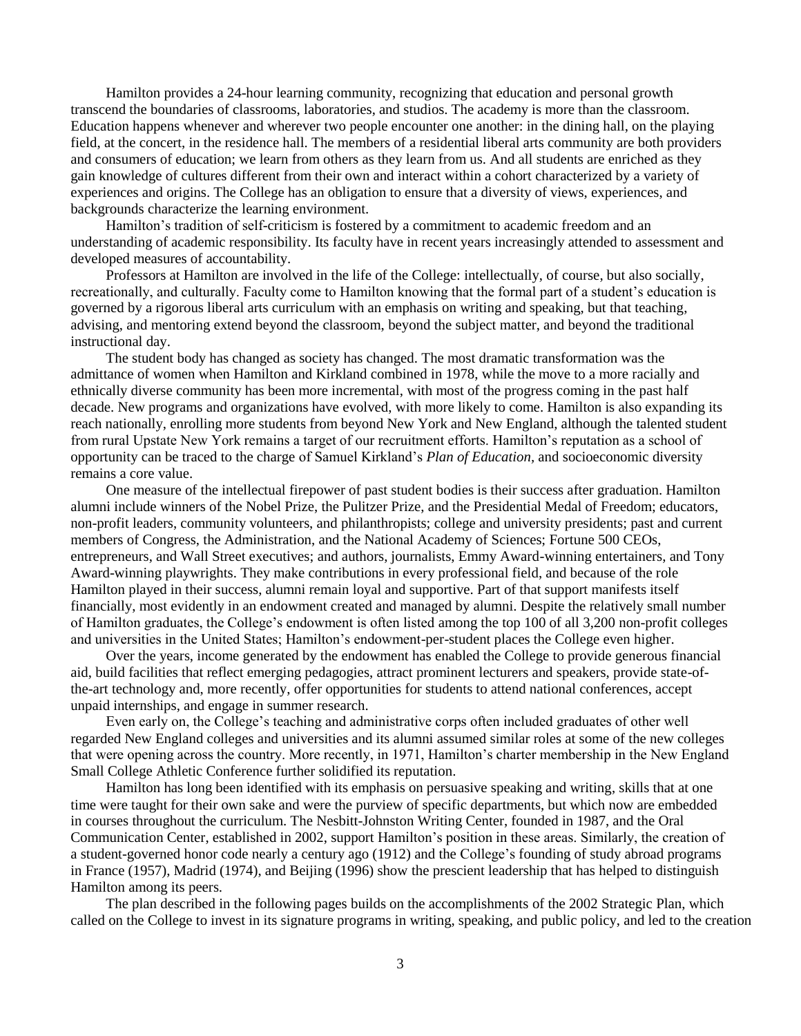Hamilton provides a 24-hour learning community, recognizing that education and personal growth transcend the boundaries of classrooms, laboratories, and studios. The academy is more than the classroom. Education happens whenever and wherever two people encounter one another: in the dining hall, on the playing field, at the concert, in the residence hall. The members of a residential liberal arts community are both providers and consumers of education; we learn from others as they learn from us. And all students are enriched as they gain knowledge of cultures different from their own and interact within a cohort characterized by a variety of experiences and origins. The College has an obligation to ensure that a diversity of views, experiences, and backgrounds characterize the learning environment.

Hamilton's tradition of self-criticism is fostered by a commitment to academic freedom and an understanding of academic responsibility. Its faculty have in recent years increasingly attended to assessment and developed measures of accountability.

Professors at Hamilton are involved in the life of the College: intellectually, of course, but also socially, recreationally, and culturally. Faculty come to Hamilton knowing that the formal part of a student's education is governed by a rigorous liberal arts curriculum with an emphasis on writing and speaking, but that teaching, advising, and mentoring extend beyond the classroom, beyond the subject matter, and beyond the traditional instructional day.

The student body has changed as society has changed. The most dramatic transformation was the admittance of women when Hamilton and Kirkland combined in 1978, while the move to a more racially and ethnically diverse community has been more incremental, with most of the progress coming in the past half decade. New programs and organizations have evolved, with more likely to come. Hamilton is also expanding its reach nationally, enrolling more students from beyond New York and New England, although the talented student from rural Upstate New York remains a target of our recruitment efforts. Hamilton's reputation as a school of opportunity can be traced to the charge of Samuel Kirkland's *Plan of Education*, and socioeconomic diversity remains a core value.

One measure of the intellectual firepower of past student bodies is their success after graduation. Hamilton alumni include winners of the Nobel Prize, the Pulitzer Prize, and the Presidential Medal of Freedom; educators, non-profit leaders, community volunteers, and philanthropists; college and university presidents; past and current members of Congress, the Administration, and the National Academy of Sciences; Fortune 500 CEOs, entrepreneurs, and Wall Street executives; and authors, journalists, Emmy Award-winning entertainers, and Tony Award-winning playwrights. They make contributions in every professional field, and because of the role Hamilton played in their success, alumni remain loyal and supportive. Part of that support manifests itself financially, most evidently in an endowment created and managed by alumni. Despite the relatively small number of Hamilton graduates, the College's endowment is often listed among the top 100 of all 3,200 non-profit colleges and universities in the United States; Hamilton's endowment-per-student places the College even higher.

Over the years, income generated by the endowment has enabled the College to provide generous financial aid, build facilities that reflect emerging pedagogies, attract prominent lecturers and speakers, provide state-of-the-art technology and, more recently, offer opportunities for students to attend national conferences, accept unpaid internships, and engage in summer research.

Even early on, the College's teaching and administrative corps often included graduates of other well regarded New England colleges and universities and its alumni assumed similar roles at some of the new colleges that were opening across the country. More recently, in 1971, Hamilton's charter membership in the New England Small College Athletic Conference further solidified its reputation.

Hamilton has long been identified with its emphasis on persuasive speaking and writing, skills that at one time were taught for their own sake and were the purview of specific departments, but which now are embedded in courses throughout the curriculum. The Nesbitt-Johnston Writing Center, founded in 1987, and the Oral Communication Center, established in 2002, support Hamilton's position in these areas. Similarly, the creation of a student-governed honor code nearly a century ago (1912) and the College's founding of study abroad programs in France (1957), Madrid (1974), and Beijing (1996) show the prescient leadership that has helped to distinguish Hamilton among its peers.

The plan described in the following pages builds on the accomplishments of the 2002 Strategic Plan, which called on the College to invest in its signature programs in writing, speaking, and public policy, and led to the creation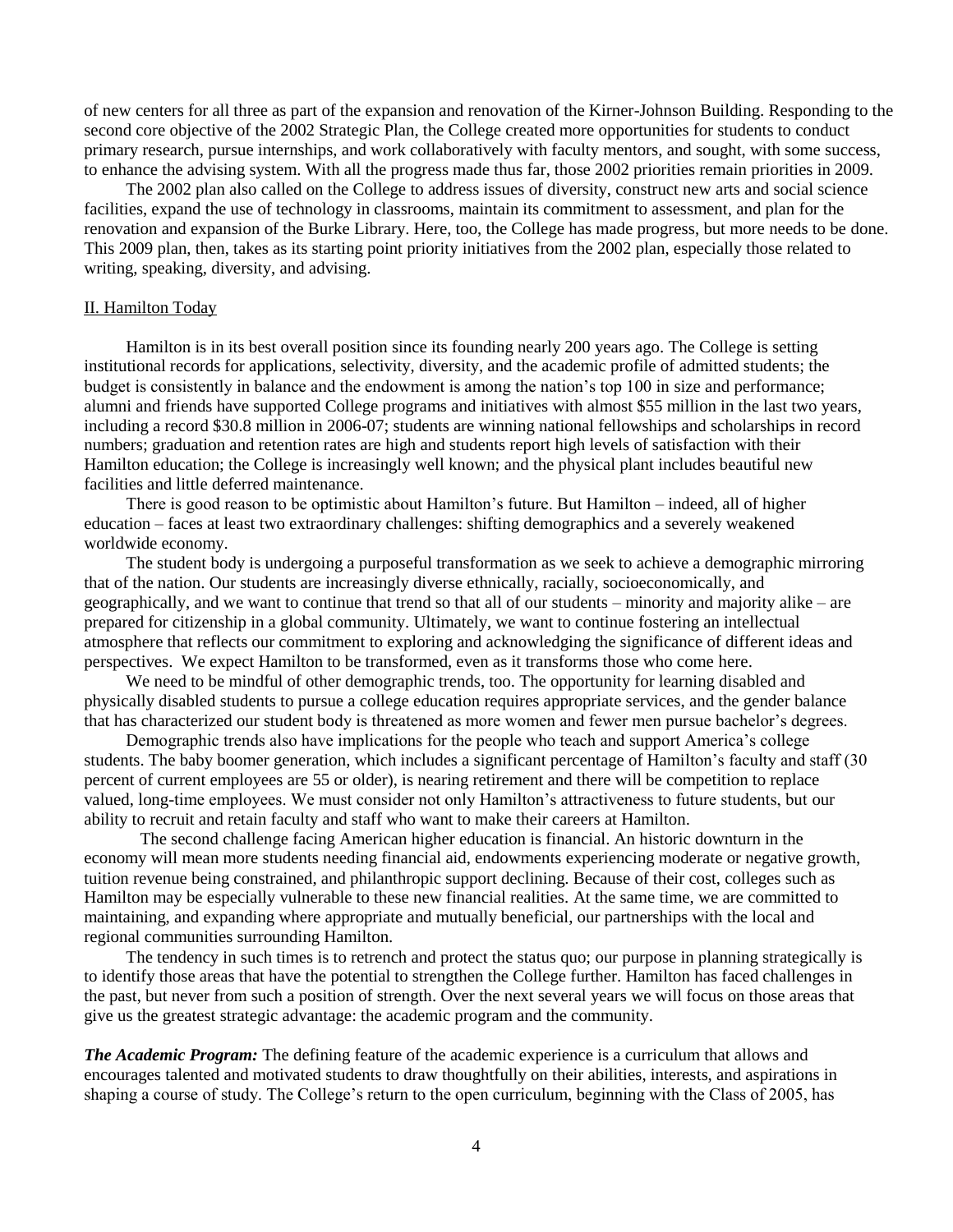of new centers for all three as part of the expansion and renovation of the Kirner-Johnson Building. Responding to the second core objective of the 2002 Strategic Plan, the College created more opportunities for students to conduct primary research, pursue internships, and work collaboratively with faculty mentors, and sought, with some success, to enhance the advising system. With all the progress made thus far, those 2002 priorities remain priorities in 2009.

The 2002 plan also called on the College to address issues of diversity, construct new arts and social science facilities, expand the use of technology in classrooms, maintain its commitment to assessment, and plan for the renovation and expansion of the Burke Library. Here, too, the College has made progress, but more needs to be done. This 2009 plan, then, takes as its starting point priority initiatives from the 2002 plan, especially those related to writing, speaking, diversity, and advising.

## II. Hamilton Today

Hamilton is in its best overall position since its founding nearly 200 years ago. The College is setting institutional records for applications, selectivity, diversity, and the academic profile of admitted students; the budget is consistently in balance and the endowment is among the nation's top 100 in size and performance; alumni and friends have supported College programs and initiatives with almost $55 million in the last two years, including a record $30.8 million in 2006-07; students are winning national fellowships and scholarships in record numbers; graduation and retention rates are high and students report high levels of satisfaction with their Hamilton education; the College is increasingly well known; and the physical plant includes beautiful new facilities and little deferred maintenance.

There is good reason to be optimistic about Hamilton's future. But Hamilton – indeed, all of higher education – faces at least two extraordinary challenges: shifting demographics and a severely weakened worldwide economy.

The student body is undergoing a purposeful transformation as we seek to achieve a demographic mirroring that of the nation. Our students are increasingly diverse ethnically, racially, socioeconomically, and geographically, and we want to continue that trend so that all of our students – minority and majority alike – are prepared for citizenship in a global community. Ultimately, we want to continue fostering an intellectual atmosphere that reflects our commitment to exploring and acknowledging the significance of different ideas and perspectives. We expect Hamilton to be transformed, even as it transforms those who come here.

We need to be mindful of other demographic trends, too. The opportunity for learning disabled and physically disabled students to pursue a college education requires appropriate services, and the gender balance that has characterized our student body is threatened as more women and fewer men pursue bachelor's degrees.

Demographic trends also have implications for the people who teach and support America's college students. The baby boomer generation, which includes a significant percentage of Hamilton's faculty and staff (30 percent of current employees are 55 or older), is nearing retirement and there will be competition to replace valued, long-time employees. We must consider not only Hamilton's attractiveness to future students, but our ability to recruit and retain faculty and staff who want to make their careers at Hamilton.

The second challenge facing American higher education is financial. An historic downturn in the economy will mean more students needing financial aid, endowments experiencing moderate or negative growth, tuition revenue being constrained, and philanthropic support declining. Because of their cost, colleges such as Hamilton may be especially vulnerable to these new financial realities. At the same time, we are committed to maintaining, and expanding where appropriate and mutually beneficial, our partnerships with the local and regional communities surrounding Hamilton.

The tendency in such times is to retrench and protect the status quo; our purpose in planning strategically is to identify those areas that have the potential to strengthen the College further. Hamilton has faced challenges in the past, but never from such a position of strength. Over the next several years we will focus on those areas that give us the greatest strategic advantage: the academic program and the community.

***The Academic Program:*** The defining feature of the academic experience is a curriculum that allows and encourages talented and motivated students to draw thoughtfully on their abilities, interests, and aspirations in shaping a course of study. The College's return to the open curriculum, beginning with the Class of 2005, has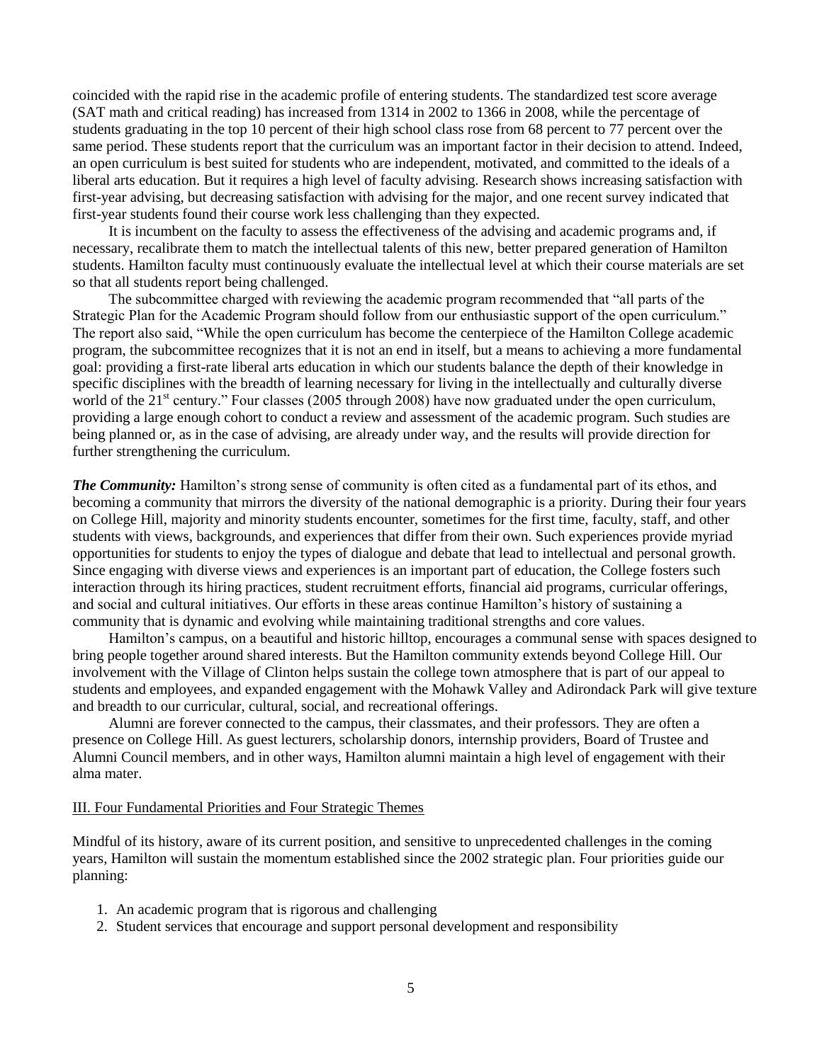coincided with the rapid rise in the academic profile of entering students. The standardized test score average (SAT math and critical reading) has increased from 1314 in 2002 to 1366 in 2008, while the percentage of students graduating in the top 10 percent of their high school class rose from 68 percent to 77 percent over the same period. These students report that the curriculum was an important factor in their decision to attend. Indeed, an open curriculum is best suited for students who are independent, motivated, and committed to the ideals of a liberal arts education. But it requires a high level of faculty advising. Research shows increasing satisfaction with first-year advising, but decreasing satisfaction with advising for the major, and one recent survey indicated that first-year students found their course work less challenging than they expected.

It is incumbent on the faculty to assess the effectiveness of the advising and academic programs and, if necessary, recalibrate them to match the intellectual talents of this new, better prepared generation of Hamilton students. Hamilton faculty must continuously evaluate the intellectual level at which their course materials are set so that all students report being challenged.

The subcommittee charged with reviewing the academic program recommended that "all parts of the Strategic Plan for the Academic Program should follow from our enthusiastic support of the open curriculum." The report also said, "While the open curriculum has become the centerpiece of the Hamilton College academic program, the subcommittee recognizes that it is not an end in itself, but a means to achieving a more fundamental goal: providing a first-rate liberal arts education in which our students balance the depth of their knowledge in specific disciplines with the breadth of learning necessary for living in the intellectually and culturally diverse world of the 21st century." Four classes (2005 through 2008) have now graduated under the open curriculum, providing a large enough cohort to conduct a review and assessment of the academic program. Such studies are being planned or, as in the case of advising, are already under way, and the results will provide direction for further strengthening the curriculum.

***The Community:*** Hamilton's strong sense of community is often cited as a fundamental part of its ethos, and becoming a community that mirrors the diversity of the national demographic is a priority. During their four years on College Hill, majority and minority students encounter, sometimes for the first time, faculty, staff, and other students with views, backgrounds, and experiences that differ from their own. Such experiences provide myriad opportunities for students to enjoy the types of dialogue and debate that lead to intellectual and personal growth. Since engaging with diverse views and experiences is an important part of education, the College fosters such interaction through its hiring practices, student recruitment efforts, financial aid programs, curricular offerings, and social and cultural initiatives. Our efforts in these areas continue Hamilton's history of sustaining a community that is dynamic and evolving while maintaining traditional strengths and core values.

Hamilton's campus, on a beautiful and historic hilltop, encourages a communal sense with spaces designed to bring people together around shared interests. But the Hamilton community extends beyond College Hill. Our involvement with the Village of Clinton helps sustain the college town atmosphere that is part of our appeal to students and employees, and expanded engagement with the Mohawk Valley and Adirondack Park will give texture and breadth to our curricular, cultural, social, and recreational offerings.

Alumni are forever connected to the campus, their classmates, and their professors. They are often a presence on College Hill. As guest lecturers, scholarship donors, internship providers, Board of Trustee and Alumni Council members, and in other ways, Hamilton alumni maintain a high level of engagement with their alma mater.

## III. Four Fundamental Priorities and Four Strategic Themes

Mindful of its history, aware of its current position, and sensitive to unprecedented challenges in the coming years, Hamilton will sustain the momentum established since the 2002 strategic plan. Four priorities guide our planning:

1. An academic program that is rigorous and challenging
2. Student services that encourage and support personal development and responsibility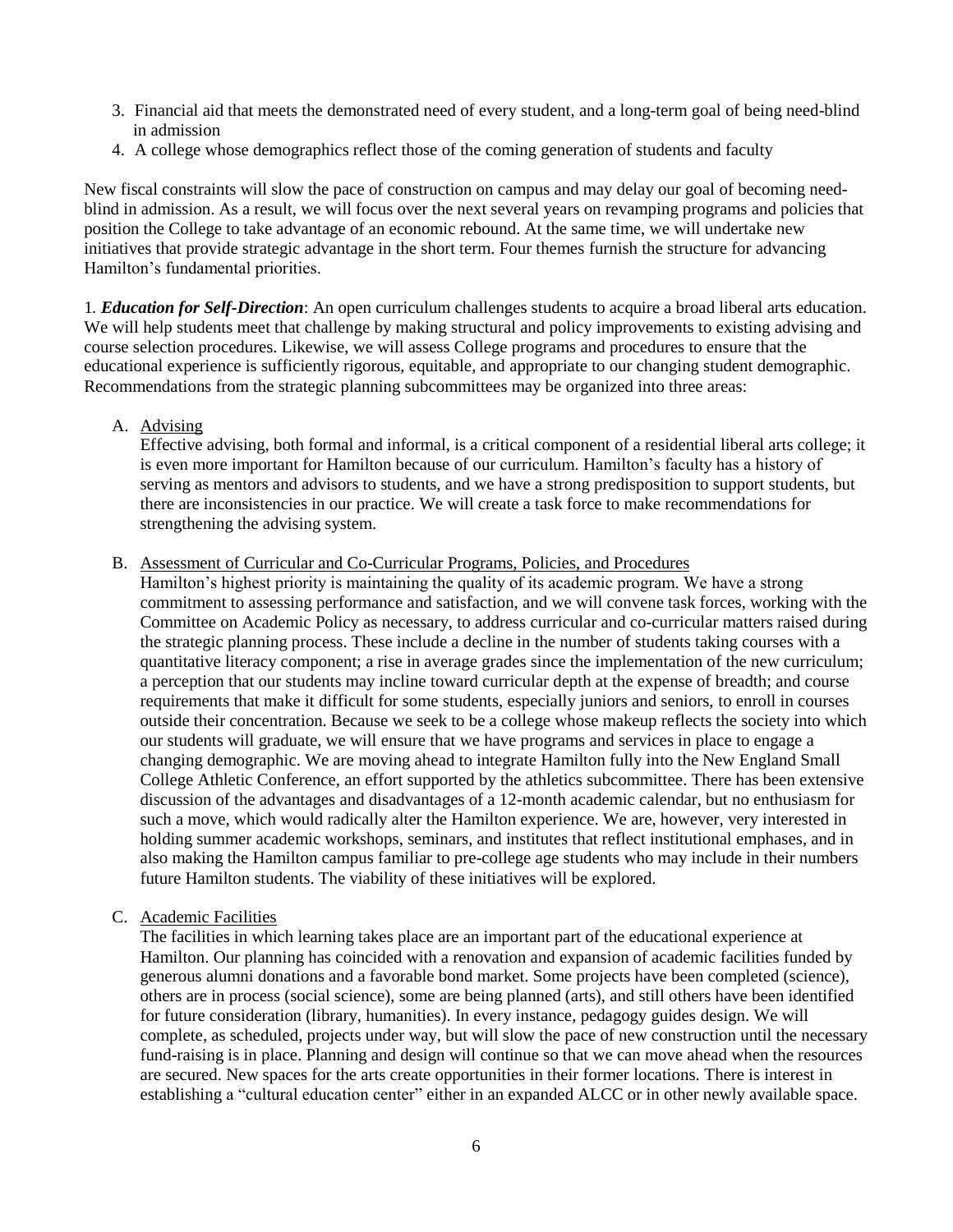3. Financial aid that meets the demonstrated need of every student, and a long-term goal of being need-blind in admission
4. A college whose demographics reflect those of the coming generation of students and faculty

New fiscal constraints will slow the pace of construction on campus and may delay our goal of becoming need-blind in admission. As a result, we will focus over the next several years on revamping programs and policies that position the College to take advantage of an economic rebound. At the same time, we will undertake new initiatives that provide strategic advantage in the short term. Four themes furnish the structure for advancing Hamilton's fundamental priorities.

1. ***Education for Self-Direction***: An open curriculum challenges students to acquire a broad liberal arts education. We will help students meet that challenge by making structural and policy improvements to existing advising and course selection procedures. Likewise, we will assess College programs and procedures to ensure that the educational experience is sufficiently rigorous, equitable, and appropriate to our changing student demographic. Recommendations from the strategic planning subcommittees may be organized into three areas:

   A. <u>Advising</u>

   Effective advising, both formal and informal, is a critical component of a residential liberal arts college; it is even more important for Hamilton because of our curriculum. Hamilton's faculty has a history of serving as mentors and advisors to students, and we have a strong predisposition to support students, but there are inconsistencies in our practice. We will create a task force to make recommendations for strengthening the advising system.

   B. <u>Assessment of Curricular and Co-Curricular Programs, Policies, and Procedures</u>

   Hamilton's highest priority is maintaining the quality of its academic program. We have a strong commitment to assessing performance and satisfaction, and we will convene task forces, working with the Committee on Academic Policy as necessary, to address curricular and co-curricular matters raised during the strategic planning process. These include a decline in the number of students taking courses with a quantitative literacy component; a rise in average grades since the implementation of the new curriculum; a perception that our students may incline toward curricular depth at the expense of breadth; and course requirements that make it difficult for some students, especially juniors and seniors, to enroll in courses outside their concentration. Because we seek to be a college whose makeup reflects the society into which our students will graduate, we will ensure that we have programs and services in place to engage a changing demographic. We are moving ahead to integrate Hamilton fully into the New England Small College Athletic Conference, an effort supported by the athletics subcommittee. There has been extensive discussion of the advantages and disadvantages of a 12-month academic calendar, but no enthusiasm for such a move, which would radically alter the Hamilton experience. We are, however, very interested in holding summer academic workshops, seminars, and institutes that reflect institutional emphases, and in also making the Hamilton campus familiar to pre-college age students who may include in their numbers future Hamilton students. The viability of these initiatives will be explored.

   C. <u>Academic Facilities</u>

   The facilities in which learning takes place are an important part of the educational experience at Hamilton. Our planning has coincided with a renovation and expansion of academic facilities funded by generous alumni donations and a favorable bond market. Some projects have been completed (science), others are in process (social science), some are being planned (arts), and still others have been identified for future consideration (library, humanities). In every instance, pedagogy guides design. We will complete, as scheduled, projects under way, but will slow the pace of new construction until the necessary fund-raising is in place. Planning and design will continue so that we can move ahead when the resources are secured. New spaces for the arts create opportunities in their former locations. There is interest in establishing a "cultural education center" either in an expanded ALCC or in other newly available space.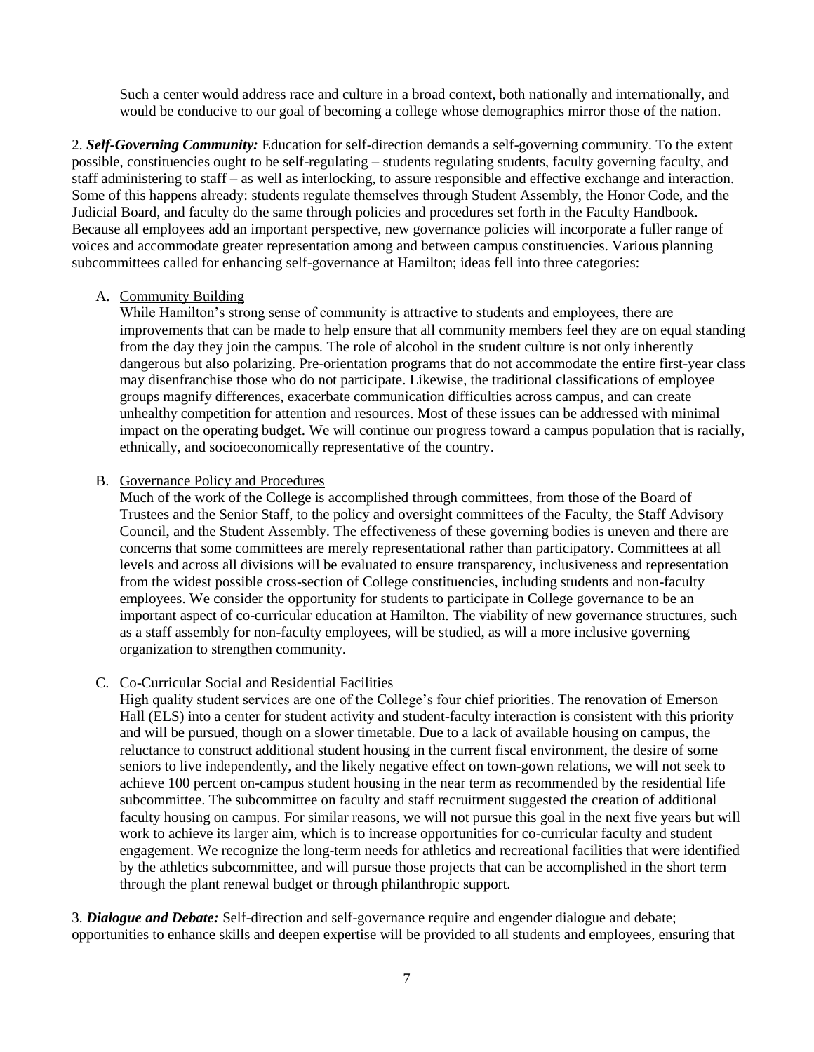Such a center would address race and culture in a broad context, both nationally and internationally, and would be conducive to our goal of becoming a college whose demographics mirror those of the nation.

2. ***Self-Governing Community:*** Education for self-direction demands a self-governing community. To the extent possible, constituencies ought to be self-regulating – students regulating students, faculty governing faculty, and staff administering to staff – as well as interlocking, to assure responsible and effective exchange and interaction. Some of this happens already: students regulate themselves through Student Assembly, the Honor Code, and the Judicial Board, and faculty do the same through policies and procedures set forth in the Faculty Handbook. Because all employees add an important perspective, new governance policies will incorporate a fuller range of voices and accommodate greater representation among and between campus constituencies. Various planning subcommittees called for enhancing self-governance at Hamilton; ideas fell into three categories:

A. <u>Community Building</u>

While Hamilton's strong sense of community is attractive to students and employees, there are improvements that can be made to help ensure that all community members feel they are on equal standing from the day they join the campus. The role of alcohol in the student culture is not only inherently dangerous but also polarizing. Pre-orientation programs that do not accommodate the entire first-year class may disenfranchise those who do not participate. Likewise, the traditional classifications of employee groups magnify differences, exacerbate communication difficulties across campus, and can create unhealthy competition for attention and resources. Most of these issues can be addressed with minimal impact on the operating budget. We will continue our progress toward a campus population that is racially, ethnically, and socioeconomically representative of the country.

B. <u>Governance Policy and Procedures</u>

Much of the work of the College is accomplished through committees, from those of the Board of Trustees and the Senior Staff, to the policy and oversight committees of the Faculty, the Staff Advisory Council, and the Student Assembly. The effectiveness of these governing bodies is uneven and there are concerns that some committees are merely representational rather than participatory. Committees at all levels and across all divisions will be evaluated to ensure transparency, inclusiveness and representation from the widest possible cross-section of College constituencies, including students and non-faculty employees. We consider the opportunity for students to participate in College governance to be an important aspect of co-curricular education at Hamilton. The viability of new governance structures, such as a staff assembly for non-faculty employees, will be studied, as will a more inclusive governing organization to strengthen community.

C. <u>Co-Curricular Social and Residential Facilities</u>

High quality student services are one of the College's four chief priorities. The renovation of Emerson Hall (ELS) into a center for student activity and student-faculty interaction is consistent with this priority and will be pursued, though on a slower timetable. Due to a lack of available housing on campus, the reluctance to construct additional student housing in the current fiscal environment, the desire of some seniors to live independently, and the likely negative effect on town-gown relations, we will not seek to achieve 100 percent on-campus student housing in the near term as recommended by the residential life subcommittee. The subcommittee on faculty and staff recruitment suggested the creation of additional faculty housing on campus. For similar reasons, we will not pursue this goal in the next five years but will work to achieve its larger aim, which is to increase opportunities for co-curricular faculty and student engagement. We recognize the long-term needs for athletics and recreational facilities that were identified by the athletics subcommittee, and will pursue those projects that can be accomplished in the short term through the plant renewal budget or through philanthropic support.

3. ***Dialogue and Debate:*** Self-direction and self-governance require and engender dialogue and debate; opportunities to enhance skills and deepen expertise will be provided to all students and employees, ensuring that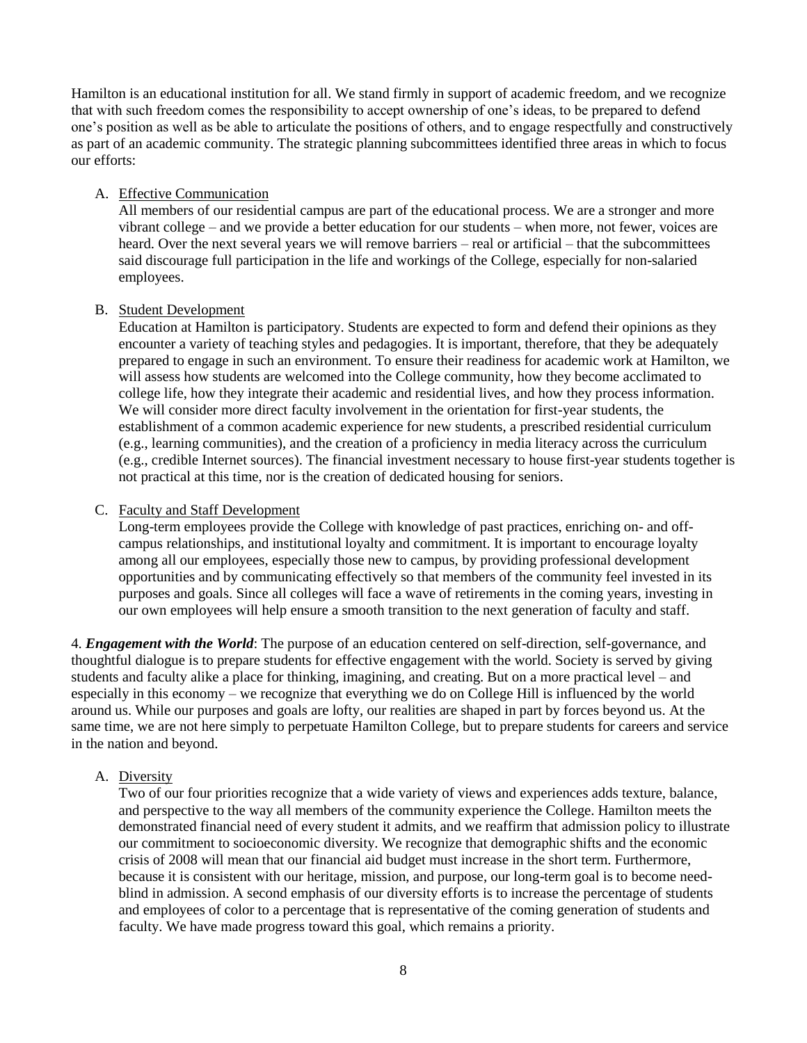Hamilton is an educational institution for all. We stand firmly in support of academic freedom, and we recognize that with such freedom comes the responsibility to accept ownership of one's ideas, to be prepared to defend one's position as well as be able to articulate the positions of others, and to engage respectfully and constructively as part of an academic community. The strategic planning subcommittees identified three areas in which to focus our efforts:

A. Effective Communication

All members of our residential campus are part of the educational process. We are a stronger and more vibrant college – and we provide a better education for our students – when more, not fewer, voices are heard. Over the next several years we will remove barriers – real or artificial – that the subcommittees said discourage full participation in the life and workings of the College, especially for non-salaried employees.

B. Student Development

Education at Hamilton is participatory. Students are expected to form and defend their opinions as they encounter a variety of teaching styles and pedagogies. It is important, therefore, that they be adequately prepared to engage in such an environment. To ensure their readiness for academic work at Hamilton, we will assess how students are welcomed into the College community, how they become acclimated to college life, how they integrate their academic and residential lives, and how they process information. We will consider more direct faculty involvement in the orientation for first-year students, the establishment of a common academic experience for new students, a prescribed residential curriculum (e.g., learning communities), and the creation of a proficiency in media literacy across the curriculum (e.g., credible Internet sources). The financial investment necessary to house first-year students together is not practical at this time, nor is the creation of dedicated housing for seniors.

C. Faculty and Staff Development

Long-term employees provide the College with knowledge of past practices, enriching on- and off-campus relationships, and institutional loyalty and commitment. It is important to encourage loyalty among all our employees, especially those new to campus, by providing professional development opportunities and by communicating effectively so that members of the community feel invested in its purposes and goals. Since all colleges will face a wave of retirements in the coming years, investing in our own employees will help ensure a smooth transition to the next generation of faculty and staff.

4. ***Engagement with the World***: The purpose of an education centered on self-direction, self-governance, and thoughtful dialogue is to prepare students for effective engagement with the world. Society is served by giving students and faculty alike a place for thinking, imagining, and creating. But on a more practical level – and especially in this economy – we recognize that everything we do on College Hill is influenced by the world around us. While our purposes and goals are lofty, our realities are shaped in part by forces beyond us. At the same time, we are not here simply to perpetuate Hamilton College, but to prepare students for careers and service in the nation and beyond.

A. Diversity

Two of our four priorities recognize that a wide variety of views and experiences adds texture, balance, and perspective to the way all members of the community experience the College. Hamilton meets the demonstrated financial need of every student it admits, and we reaffirm that admission policy to illustrate our commitment to socioeconomic diversity. We recognize that demographic shifts and the economic crisis of 2008 will mean that our financial aid budget must increase in the short term. Furthermore, because it is consistent with our heritage, mission, and purpose, our long-term goal is to become need-blind in admission. A second emphasis of our diversity efforts is to increase the percentage of students and employees of color to a percentage that is representative of the coming generation of students and faculty. We have made progress toward this goal, which remains a priority.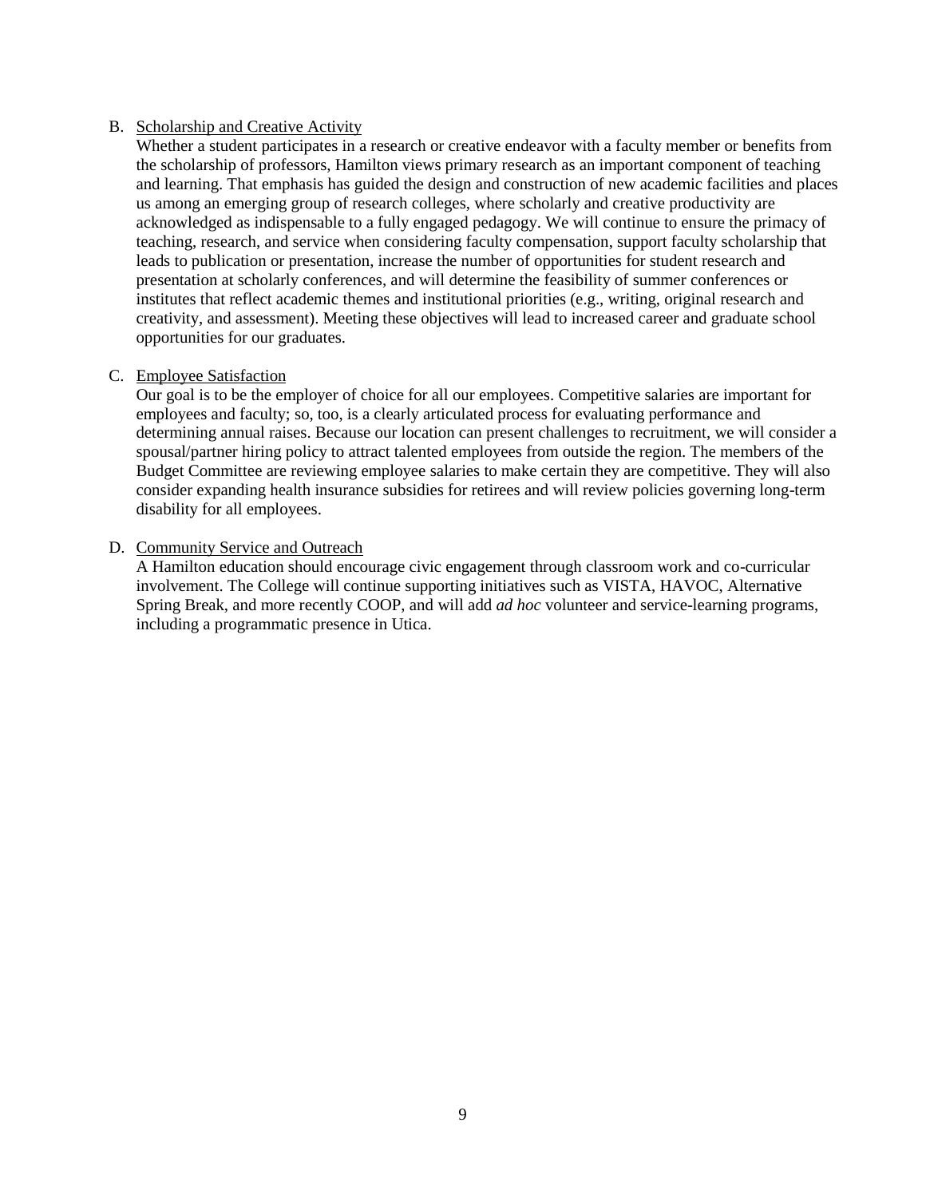B. Scholarship and Creative Activity

Whether a student participates in a research or creative endeavor with a faculty member or benefits from the scholarship of professors, Hamilton views primary research as an important component of teaching and learning. That emphasis has guided the design and construction of new academic facilities and places us among an emerging group of research colleges, where scholarly and creative productivity are acknowledged as indispensable to a fully engaged pedagogy. We will continue to ensure the primacy of teaching, research, and service when considering faculty compensation, support faculty scholarship that leads to publication or presentation, increase the number of opportunities for student research and presentation at scholarly conferences, and will determine the feasibility of summer conferences or institutes that reflect academic themes and institutional priorities (e.g., writing, original research and creativity, and assessment). Meeting these objectives will lead to increased career and graduate school opportunities for our graduates.

C. Employee Satisfaction

Our goal is to be the employer of choice for all our employees. Competitive salaries are important for employees and faculty; so, too, is a clearly articulated process for evaluating performance and determining annual raises. Because our location can present challenges to recruitment, we will consider a spousal/partner hiring policy to attract talented employees from outside the region. The members of the Budget Committee are reviewing employee salaries to make certain they are competitive. They will also consider expanding health insurance subsidies for retirees and will review policies governing long-term disability for all employees.

D. Community Service and Outreach

A Hamilton education should encourage civic engagement through classroom work and co-curricular involvement. The College will continue supporting initiatives such as VISTA, HAVOC, Alternative Spring Break, and more recently COOP, and will add *ad hoc* volunteer and service-learning programs, including a programmatic presence in Utica.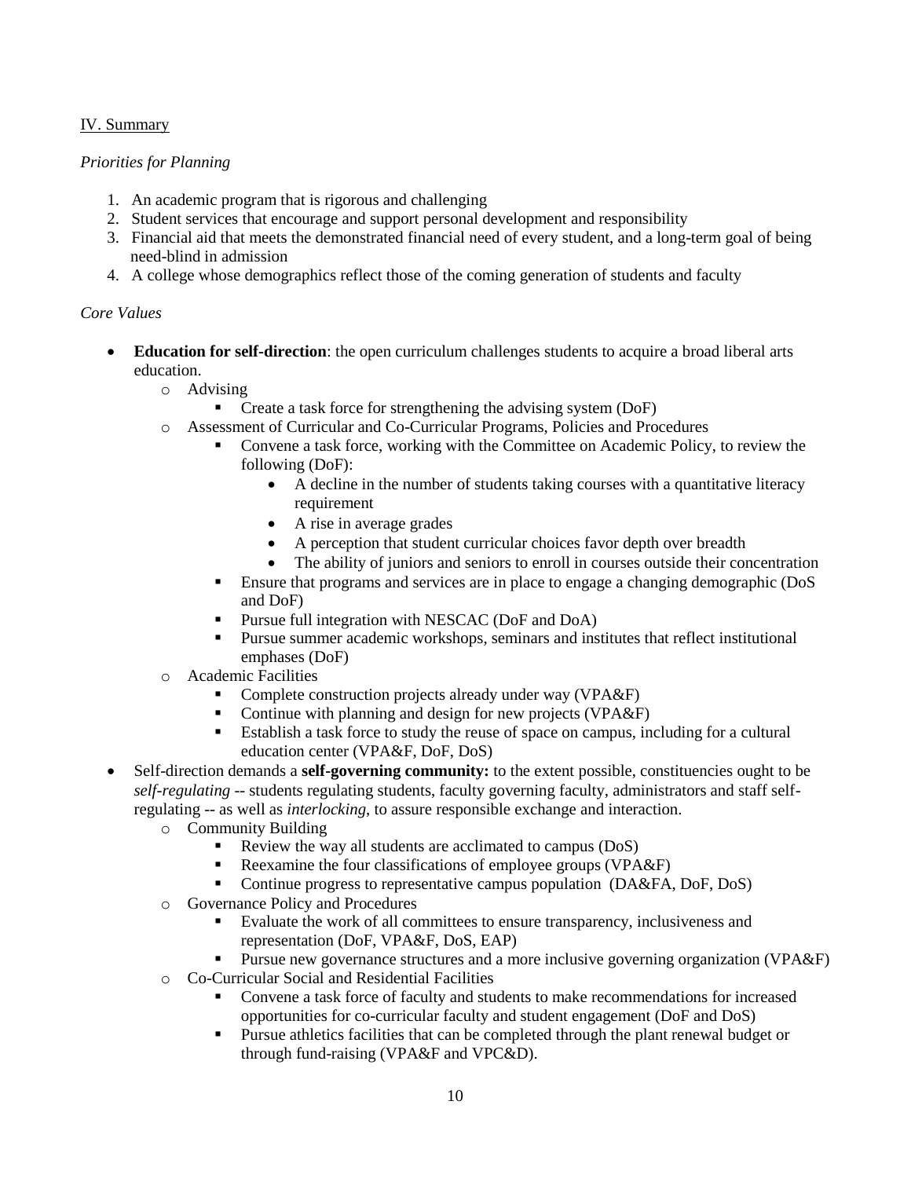IV. Summary

*Priorities for Planning*

1. An academic program that is rigorous and challenging
2. Student services that encourage and support personal development and responsibility
3. Financial aid that meets the demonstrated financial need of every student, and a long-term goal of being need-blind in admission
4. A college whose demographics reflect those of the coming generation of students and faculty

*Core Values*

- **Education for self-direction**: the open curriculum challenges students to acquire a broad liberal arts education.
    - Advising
        - Create a task force for strengthening the advising system (DoF)
    - Assessment of Curricular and Co-Curricular Programs, Policies and Procedures
        - Convene a task force, working with the Committee on Academic Policy, to review the following (DoF):
            - A decline in the number of students taking courses with a quantitative literacy requirement
            - A rise in average grades
            - A perception that student curricular choices favor depth over breadth
            - The ability of juniors and seniors to enroll in courses outside their concentration
        - Ensure that programs and services are in place to engage a changing demographic (DoS and DoF)
        - Pursue full integration with NESCAC (DoF and DoA)
        - Pursue summer academic workshops, seminars and institutes that reflect institutional emphases (DoF)
    - Academic Facilities
        - Complete construction projects already under way (VPA&F)
        - Continue with planning and design for new projects (VPA&F)
        - Establish a task force to study the reuse of space on campus, including for a cultural education center (VPA&F, DoF, DoS)
- Self-direction demands a **self-governing community:** to the extent possible, constituencies ought to be *self-regulating* -- students regulating students, faculty governing faculty, administrators and staff self-regulating -- as well as *interlocking*, to assure responsible exchange and interaction.
    - Community Building
        - Review the way all students are acclimated to campus (DoS)
        - Reexamine the four classifications of employee groups (VPA&F)
        - Continue progress to representative campus population (DA&FA, DoF, DoS)
    - Governance Policy and Procedures
        - Evaluate the work of all committees to ensure transparency, inclusiveness and representation (DoF, VPA&F, DoS, EAP)
        - Pursue new governance structures and a more inclusive governing organization (VPA&F)
    - Co-Curricular Social and Residential Facilities
        - Convene a task force of faculty and students to make recommendations for increased opportunities for co-curricular faculty and student engagement (DoF and DoS)
        - Pursue athletics facilities that can be completed through the plant renewal budget or through fund-raising (VPA&F and VPC&D).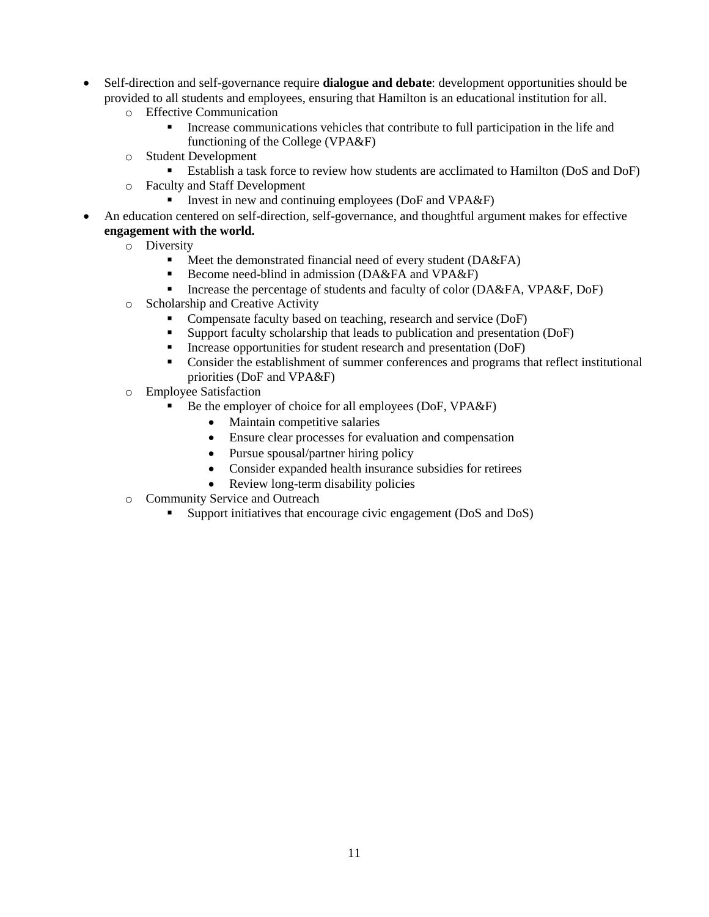- Self-direction and self-governance require **dialogue and debate**: development opportunities should be provided to all students and employees, ensuring that Hamilton is an educational institution for all.
  - Effective Communication
    - Increase communications vehicles that contribute to full participation in the life and functioning of the College (VPA&F)
  - Student Development
    - Establish a task force to review how students are acclimated to Hamilton (DoS and DoF)
  - Faculty and Staff Development
    - Invest in new and continuing employees (DoF and VPA&F)
- An education centered on self-direction, self-governance, and thoughtful argument makes for effective **engagement with the world.**
  - Diversity
    - Meet the demonstrated financial need of every student (DA&FA)
    - Become need-blind in admission (DA&FA and VPA&F)
    - Increase the percentage of students and faculty of color (DA&FA, VPA&F, DoF)
  - Scholarship and Creative Activity
    - Compensate faculty based on teaching, research and service (DoF)
    - Support faculty scholarship that leads to publication and presentation (DoF)
    - Increase opportunities for student research and presentation (DoF)
    - Consider the establishment of summer conferences and programs that reflect institutional priorities (DoF and VPA&F)
  - Employee Satisfaction
    - Be the employer of choice for all employees (DoF, VPA&F)
      - Maintain competitive salaries
      - Ensure clear processes for evaluation and compensation
      - Pursue spousal/partner hiring policy
      - Consider expanded health insurance subsidies for retirees
      - Review long-term disability policies
  - Community Service and Outreach
    - Support initiatives that encourage civic engagement (DoS and DoS)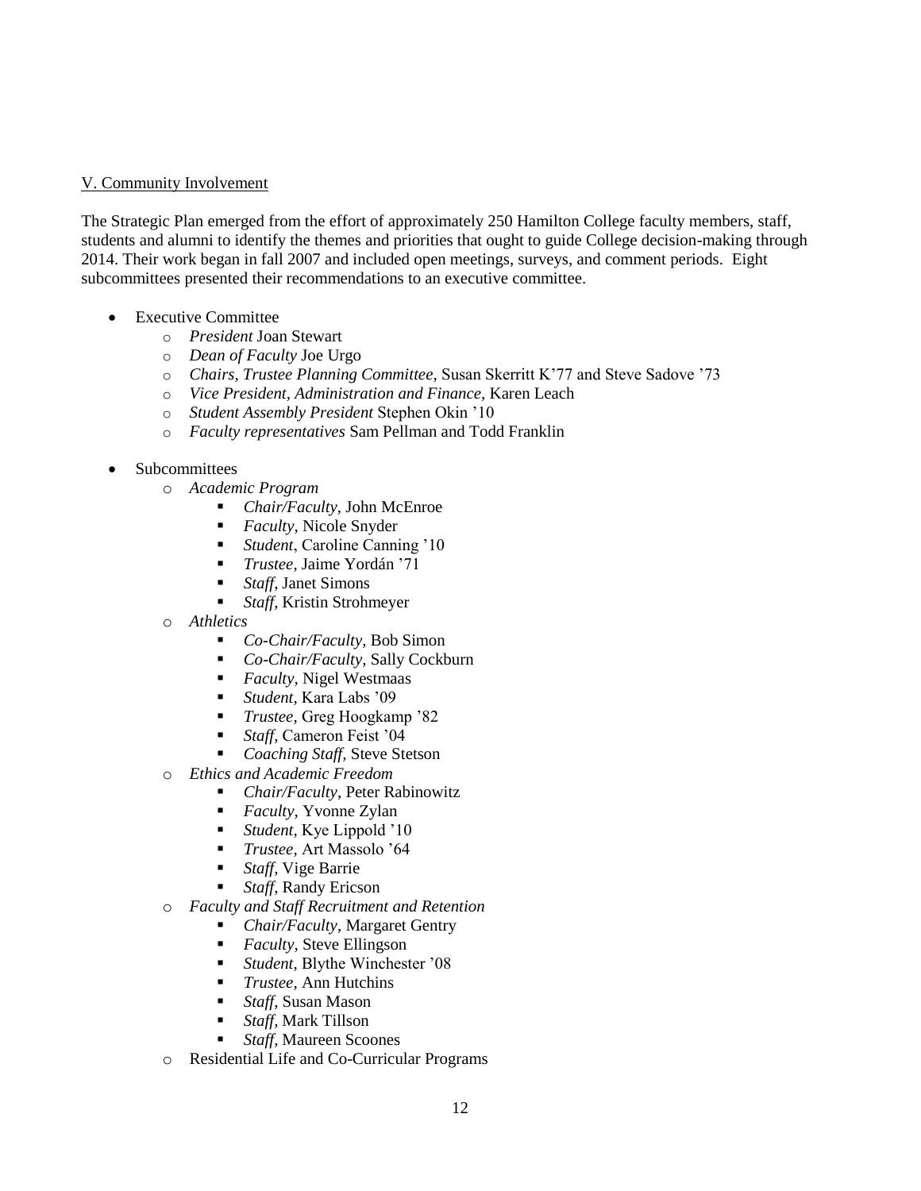V. Community Involvement

The Strategic Plan emerged from the effort of approximately 250 Hamilton College faculty members, staff, students and alumni to identify the themes and priorities that ought to guide College decision-making through 2014. Their work began in fall 2007 and included open meetings, surveys, and comment periods. Eight subcommittees presented their recommendations to an executive committee.

- Executive Committee
    - *President* Joan Stewart
    - *Dean of Faculty* Joe Urgo
    - *Chairs, Trustee Planning Committee,* Susan Skerritt K'77 and Steve Sadove '73
    - *Vice President, Administration and Finance,* Karen Leach
    - *Student Assembly President* Stephen Okin '10
    - *Faculty representatives* Sam Pellman and Todd Franklin
- Subcommittees
    - *Academic Program*
        - *Chair/Faculty*, John McEnroe
        - *Faculty*, Nicole Snyder
        - *Student*, Caroline Canning '10
        - *Trustee*, Jaime Yordán '71
        - *Staff*, Janet Simons
        - *Staff*, Kristin Strohmeyer
    - *Athletics*
        - *Co-Chair/Faculty,* Bob Simon
        - *Co-Chair/Faculty,* Sally Cockburn
        - *Faculty,* Nigel Westmaas
        - *Student,* Kara Labs '09
        - *Trustee,* Greg Hoogkamp '82
        - *Staff,* Cameron Feist '04
        - *Coaching Staff,* Steve Stetson
    - *Ethics and Academic Freedom*
        - *Chair/Faculty*, Peter Rabinowitz
        - *Faculty,* Yvonne Zylan
        - *Student,* Kye Lippold '10
        - *Trustee,* Art Massolo '64
        - *Staff,* Vige Barrie
        - *Staff,* Randy Ericson
    - *Faculty and Staff Recruitment and Retention*
        - *Chair/Faculty*, Margaret Gentry
        - *Faculty*, Steve Ellingson
        - *Student,* Blythe Winchester '08
        - *Trustee,* Ann Hutchins
        - *Staff,* Susan Mason
        - *Staff,* Mark Tillson
        - *Staff,* Maureen Scoones
    - Residential Life and Co-Curricular Programs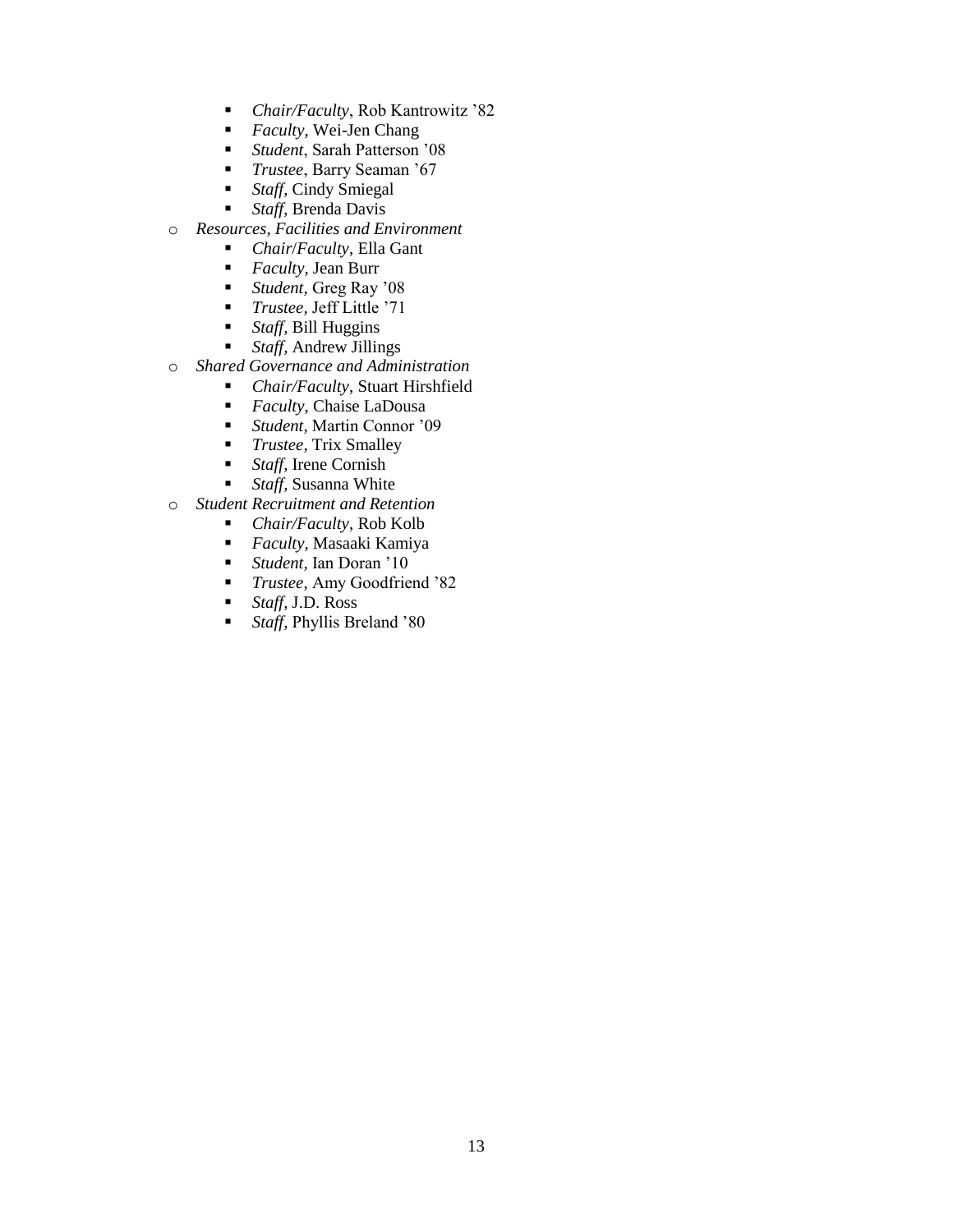- *Chair/Faculty*, Rob Kantrowitz '82
        - *Faculty*, Wei-Jen Chang
        - *Student*, Sarah Patterson '08
        - *Trustee*, Barry Seaman '67
        - *Staff*, Cindy Smiegal
        - *Staff*, Brenda Davis
    - *Resources, Facilities and Environment*
        - *Chair/Faculty,* Ella Gant
        - *Faculty,* Jean Burr
        - *Student,* Greg Ray '08
        - *Trustee,* Jeff Little '71
        - *Staff,* Bill Huggins
        - *Staff,* Andrew Jillings
    - *Shared Governance and Administration*
        - *Chair/Faculty*, Stuart Hirshfield
        - *Faculty,* Chaise LaDousa
        - *Student,* Martin Connor '09
        - *Trustee,* Trix Smalley
        - *Staff,* Irene Cornish
        - *Staff,* Susanna White
    - *Student Recruitment and Retention*
        - *Chair/Faculty*, Rob Kolb
        - *Faculty*, Masaaki Kamiya
        - *Student,* Ian Doran '10
        - *Trustee,* Amy Goodfriend '82
        - *Staff*, J.D. Ross
        - *Staff*, Phyllis Breland '80